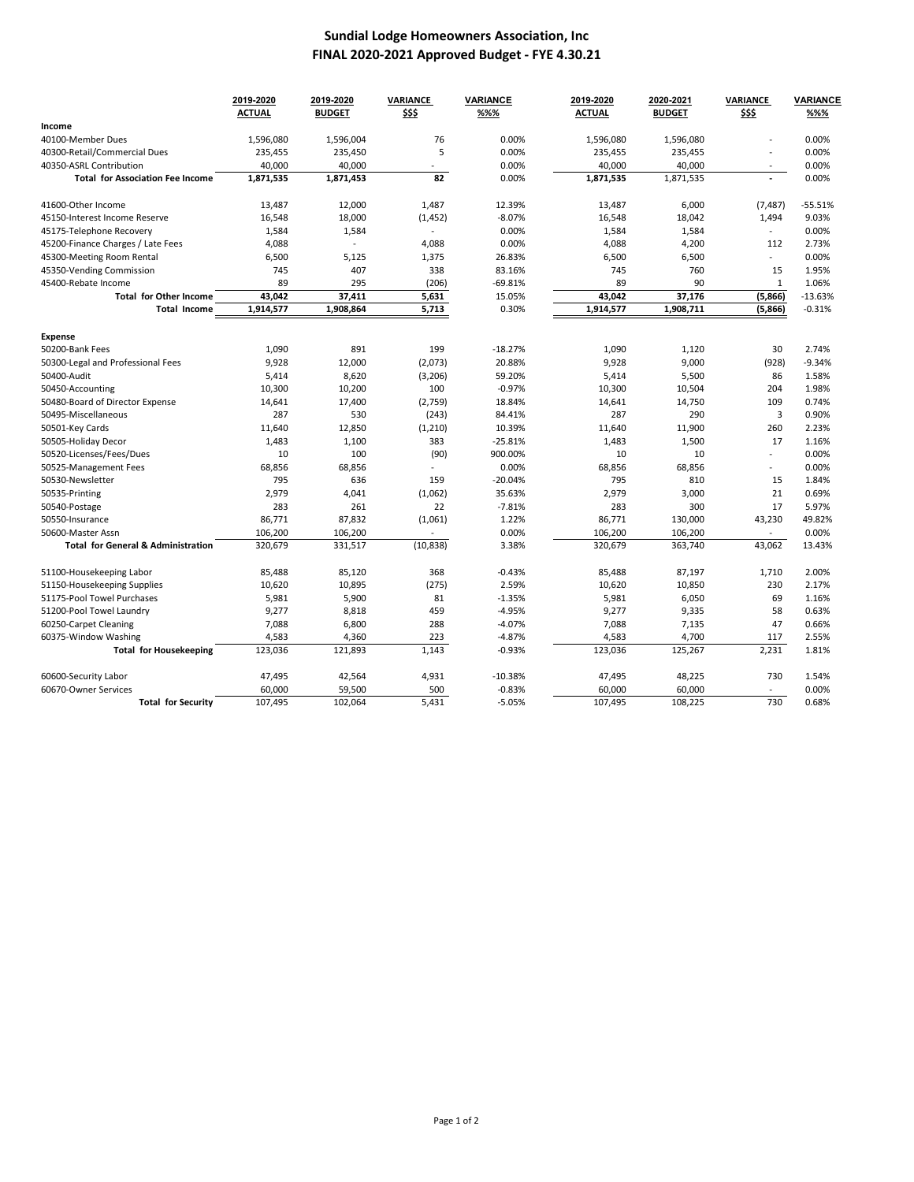# Sundial Lodge Homeowners Association, Inc

## FINAL 2020-2021 Approved Budget - FYE 4.30.21

| | 2019-2020 ACTUAL | 2019-2020 BUDGET | VARIANCE $$$ | VARIANCE %%% | 2019-2020 ACTUAL | 2020-2021 BUDGET | VARIANCE $$$ | VARIANCE %%% |
|---|---|---|---|---|---|---|---|---|
| **Income** | | | | | | | | |
| 40100-Member Dues | 1,596,080 | 1,596,004 | 76 | 0.00% | 1,596,080 | 1,596,080 | - | 0.00% |
| 40300-Retail/Commercial Dues | 235,455 | 235,450 | 5 | 0.00% | 235,455 | 235,455 | - | 0.00% |
| 40350-ASRL Contribution | 40,000 | 40,000 | - | 0.00% | 40,000 | 40,000 | - | 0.00% |
| **Total for Association Fee Income** | **1,871,535** | **1,871,453** | **82** | 0.00% | **1,871,535** | 1,871,535 | **-** | 0.00% |
| 41600-Other Income | 13,487 | 12,000 | 1,487 | 12.39% | 13,487 | 6,000 | (7,487) | -55.51% |
| 45150-Interest Income Reserve | 16,548 | 18,000 | (1,452) | -8.07% | 16,548 | 18,042 | 1,494 | 9.03% |
| 45175-Telephone Recovery | 1,584 | 1,584 | - | 0.00% | 1,584 | 1,584 | - | 0.00% |
| 45200-Finance Charges / Late Fees | 4,088 | - | 4,088 | 0.00% | 4,088 | 4,200 | 112 | 2.73% |
| 45300-Meeting Room Rental | 6,500 | 5,125 | 1,375 | 26.83% | 6,500 | 6,500 | - | 0.00% |
| 45350-Vending Commission | 745 | 407 | 338 | 83.16% | 745 | 760 | 15 | 1.95% |
| 45400-Rebate Income | 89 | 295 | (206) | -69.81% | 89 | 90 | 1 | 1.06% |
| **Total for Other Income** | **43,042** | **37,411** | **5,631** | 15.05% | **43,042** | **37,176** | **(5,866)** | -13.63% |
| **Total Income** | **1,914,577** | **1,908,864** | **5,713** | 0.30% | **1,914,577** | **1,908,711** | **(5,866)** | -0.31% |
| **Expense** | | | | | | | | |
| 50200-Bank Fees | 1,090 | 891 | 199 | -18.27% | 1,090 | 1,120 | 30 | 2.74% |
| 50300-Legal and Professional Fees | 9,928 | 12,000 | (2,073) | 20.88% | 9,928 | 9,000 | (928) | -9.34% |
| 50400-Audit | 5,414 | 8,620 | (3,206) | 59.20% | 5,414 | 5,500 | 86 | 1.58% |
| 50450-Accounting | 10,300 | 10,200 | 100 | -0.97% | 10,300 | 10,504 | 204 | 1.98% |
| 50480-Board of Director Expense | 14,641 | 17,400 | (2,759) | 18.84% | 14,641 | 14,750 | 109 | 0.74% |
| 50495-Miscellaneous | 287 | 530 | (243) | 84.41% | 287 | 290 | 3 | 0.90% |
| 50501-Key Cards | 11,640 | 12,850 | (1,210) | 10.39% | 11,640 | 11,900 | 260 | 2.23% |
| 50505-Holiday Decor | 1,483 | 1,100 | 383 | -25.81% | 1,483 | 1,500 | 17 | 1.16% |
| 50520-Licenses/Fees/Dues | 10 | 100 | (90) | 900.00% | 10 | 10 | - | 0.00% |
| 50525-Management Fees | 68,856 | 68,856 | - | 0.00% | 68,856 | 68,856 | - | 0.00% |
| 50530-Newsletter | 795 | 636 | 159 | -20.04% | 795 | 810 | 15 | 1.84% |
| 50535-Printing | 2,979 | 4,041 | (1,062) | 35.63% | 2,979 | 3,000 | 21 | 0.69% |
| 50540-Postage | 283 | 261 | 22 | -7.81% | 283 | 300 | 17 | 5.97% |
| 50550-Insurance | 86,771 | 87,832 | (1,061) | 1.22% | 86,771 | 130,000 | 43,230 | 49.82% |
| 50600-Master Assn | 106,200 | 106,200 | - | 0.00% | 106,200 | 106,200 | - | 0.00% |
| **Total for General & Administration** | 320,679 | 331,517 | (10,838) | 3.38% | 320,679 | 363,740 | 43,062 | 13.43% |
| 51100-Housekeeping Labor | 85,488 | 85,120 | 368 | -0.43% | 85,488 | 87,197 | 1,710 | 2.00% |
| 51150-Housekeeping Supplies | 10,620 | 10,895 | (275) | 2.59% | 10,620 | 10,850 | 230 | 2.17% |
| 51175-Pool Towel Purchases | 5,981 | 5,900 | 81 | -1.35% | 5,981 | 6,050 | 69 | 1.16% |
| 51200-Pool Towel Laundry | 9,277 | 8,818 | 459 | -4.95% | 9,277 | 9,335 | 58 | 0.63% |
| 60250-Carpet Cleaning | 7,088 | 6,800 | 288 | -4.07% | 7,088 | 7,135 | 47 | 0.66% |
| 60375-Window Washing | 4,583 | 4,360 | 223 | -4.87% | 4,583 | 4,700 | 117 | 2.55% |
| **Total for Housekeeping** | 123,036 | 121,893 | 1,143 | -0.93% | 123,036 | 125,267 | 2,231 | 1.81% |
| 60600-Security Labor | 47,495 | 42,564 | 4,931 | -10.38% | 47,495 | 48,225 | 730 | 1.54% |
| 60670-Owner Services | 60,000 | 59,500 | 500 | -0.83% | 60,000 | 60,000 | - | 0.00% |
| **Total for Security** | 107,495 | 102,064 | 5,431 | -5.05% | 107,495 | 108,225 | 730 | 0.68% |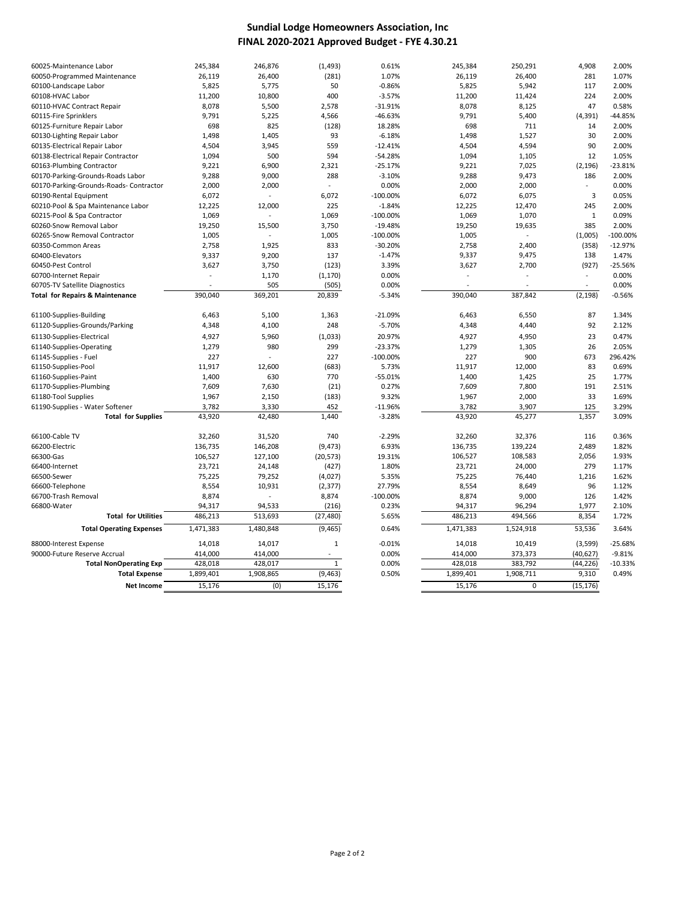# Sundial Lodge Homeowners Association, Inc
## FINAL 2020-2021 Approved Budget - FYE 4.30.21

| | | | | | | | | |
|---|---|---|---|---|---|---|---|---|
| 60025-Maintenance Labor | 245,384 | 246,876 | (1,493) | 0.61% | 245,384 | 250,291 | 4,908 | 2.00% |
| 60050-Programmed Maintenance | 26,119 | 26,400 | (281) | 1.07% | 26,119 | 26,400 | 281 | 1.07% |
| 60100-Landscape Labor | 5,825 | 5,775 | 50 | -0.86% | 5,825 | 5,942 | 117 | 2.00% |
| 60108-HVAC Labor | 11,200 | 10,800 | 400 | -3.57% | 11,200 | 11,424 | 224 | 2.00% |
| 60110-HVAC Contract Repair | 8,078 | 5,500 | 2,578 | -31.91% | 8,078 | 8,125 | 47 | 0.58% |
| 60115-Fire Sprinklers | 9,791 | 5,225 | 4,566 | -46.63% | 9,791 | 5,400 | (4,391) | -44.85% |
| 60125-Furniture Repair Labor | 698 | 825 | (128) | 18.28% | 698 | 711 | 14 | 2.00% |
| 60130-Lighting Repair Labor | 1,498 | 1,405 | 93 | -6.18% | 1,498 | 1,527 | 30 | 2.00% |
| 60135-Electrical Repair Labor | 4,504 | 3,945 | 559 | -12.41% | 4,504 | 4,594 | 90 | 2.00% |
| 60138-Electrical Repair Contractor | 1,094 | 500 | 594 | -54.28% | 1,094 | 1,105 | 12 | 1.05% |
| 60163-Plumbing Contractor | 9,221 | 6,900 | 2,321 | -25.17% | 9,221 | 7,025 | (2,196) | -23.81% |
| 60170-Parking-Grounds-Roads Labor | 9,288 | 9,000 | 288 | -3.10% | 9,288 | 9,473 | 186 | 2.00% |
| 60170-Parking-Grounds-Roads- Contractor | 2,000 | 2,000 | - | 0.00% | 2,000 | 2,000 | - | 0.00% |
| 60190-Rental Equipment | 6,072 | - | 6,072 | -100.00% | 6,072 | 6,075 | 3 | 0.05% |
| 60210-Pool & Spa Maintenance Labor | 12,225 | 12,000 | 225 | -1.84% | 12,225 | 12,470 | 245 | 2.00% |
| 60215-Pool & Spa Contractor | 1,069 | - | 1,069 | -100.00% | 1,069 | 1,070 | 1 | 0.09% |
| 60260-Snow Removal Labor | 19,250 | 15,500 | 3,750 | -19.48% | 19,250 | 19,635 | 385 | 2.00% |
| 60265-Snow Removal Contractor | 1,005 | - | 1,005 | -100.00% | 1,005 | - | (1,005) | -100.00% |
| 60350-Common Areas | 2,758 | 1,925 | 833 | -30.20% | 2,758 | 2,400 | (358) | -12.97% |
| 60400-Elevators | 9,337 | 9,200 | 137 | -1.47% | 9,337 | 9,475 | 138 | 1.47% |
| 60450-Pest Control | 3,627 | 3,750 | (123) | 3.39% | 3,627 | 2,700 | (927) | -25.56% |
| 60700-Internet Repair | - | 1,170 | (1,170) | 0.00% | - | - | - | 0.00% |
| 60705-TV Satellite Diagnostics | - | 505 | (505) | 0.00% | - | - | - | 0.00% |
| **Total for Repairs & Maintenance** | 390,040 | 369,201 | 20,839 | -5.34% | 390,040 | 387,842 | (2,198) | -0.56% |
| | | | | | | | | |
| 61100-Supplies-Building | 6,463 | 5,100 | 1,363 | -21.09% | 6,463 | 6,550 | 87 | 1.34% |
| 61120-Supplies-Grounds/Parking | 4,348 | 4,100 | 248 | -5.70% | 4,348 | 4,440 | 92 | 2.12% |
| 61130-Supplies-Electrical | 4,927 | 5,960 | (1,033) | 20.97% | 4,927 | 4,950 | 23 | 0.47% |
| 61140-Supplies-Operating | 1,279 | 980 | 299 | -23.37% | 1,279 | 1,305 | 26 | 2.05% |
| 61145-Supplies - Fuel | 227 | - | 227 | -100.00% | 227 | 900 | 673 | 296.42% |
| 61150-Supplies-Pool | 11,917 | 12,600 | (683) | 5.73% | 11,917 | 12,000 | 83 | 0.69% |
| 61160-Supplies-Paint | 1,400 | 630 | 770 | -55.01% | 1,400 | 1,425 | 25 | 1.77% |
| 61170-Supplies-Plumbing | 7,609 | 7,630 | (21) | 0.27% | 7,609 | 7,800 | 191 | 2.51% |
| 61180-Tool Supplies | 1,967 | 2,150 | (183) | 9.32% | 1,967 | 2,000 | 33 | 1.69% |
| 61190-Supplies - Water Softener | 3,782 | 3,330 | 452 | -11.96% | 3,782 | 3,907 | 125 | 3.29% |
| **Total for Supplies** | 43,920 | 42,480 | 1,440 | -3.28% | 43,920 | 45,277 | 1,357 | 3.09% |
| | | | | | | | | |
| 66100-Cable TV | 32,260 | 31,520 | 740 | -2.29% | 32,260 | 32,376 | 116 | 0.36% |
| 66200-Electric | 136,735 | 146,208 | (9,473) | 6.93% | 136,735 | 139,224 | 2,489 | 1.82% |
| 66300-Gas | 106,527 | 127,100 | (20,573) | 19.31% | 106,527 | 108,583 | 2,056 | 1.93% |
| 66400-Internet | 23,721 | 24,148 | (427) | 1.80% | 23,721 | 24,000 | 279 | 1.17% |
| 66500-Sewer | 75,225 | 79,252 | (4,027) | 5.35% | 75,225 | 76,440 | 1,216 | 1.62% |
| 66600-Telephone | 8,554 | 10,931 | (2,377) | 27.79% | 8,554 | 8,649 | 96 | 1.12% |
| 66700-Trash Removal | 8,874 | - | 8,874 | -100.00% | 8,874 | 9,000 | 126 | 1.42% |
| 66800-Water | 94,317 | 94,533 | (216) | 0.23% | 94,317 | 96,294 | 1,977 | 2.10% |
| **Total for Utilities** | 486,213 | 513,693 | (27,480) | 5.65% | 486,213 | 494,566 | 8,354 | 1.72% |
| **Total Operating Expenses** | 1,471,383 | 1,480,848 | (9,465) | 0.64% | 1,471,383 | 1,524,918 | 53,536 | 3.64% |
| | | | | | | | | |
| 88000-Interest Expense | 14,018 | 14,017 | 1 | -0.01% | 14,018 | 10,419 | (3,599) | -25.68% |
| 90000-Future Reserve Accrual | 414,000 | 414,000 | - | 0.00% | 414,000 | 373,373 | (40,627) | -9.81% |
| **Total NonOperating Exp** | 428,018 | 428,017 | 1 | 0.00% | 428,018 | 383,792 | (44,226) | -10.33% |
| **Total Expense** | 1,899,401 | 1,908,865 | (9,463) | 0.50% | 1,899,401 | 1,908,711 | 9,310 | 0.49% |
| **Net Income** | 15,176 | (0) | 15,176 | | 15,176 | 0 | (15,176) | |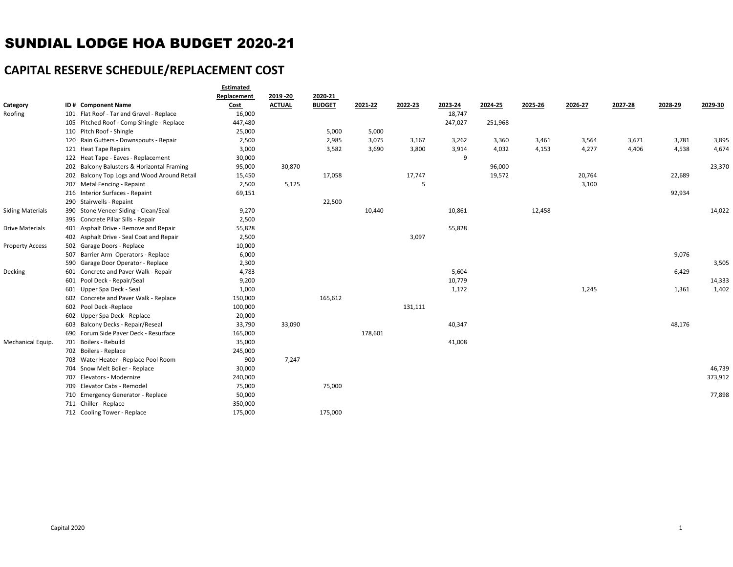# SUNDIAL LODGE HOA BUDGET 2020-21

## CAPITAL RESERVE SCHEDULE/REPLACEMENT COST

| Category | ID # | Component Name | Estimated Replacement Cost | 2019 -20 ACTUAL | 2020-21 BUDGET | 2021-22 | 2022-23 | 2023-24 | 2024-25 | 2025-26 | 2026-27 | 2027-28 | 2028-29 | 2029-30 |
|---|---|---|---|---|---|---|---|---|---|---|---|---|---|---|
| Roofing | 101 | Flat Roof - Tar and Gravel - Replace | 16,000 | | | | | 18,747 | | | | | | |
| | 105 | Pitched Roof - Comp Shingle - Replace | 447,480 | | | | | 247,027 | 251,968 | | | | | |
| | 110 | Pitch Roof - Shingle | 25,000 | | 5,000 | 5,000 | | | | | | | | |
| | 120 | Rain Gutters - Downspouts - Repair | 2,500 | | 2,985 | 3,075 | 3,167 | 3,262 | 3,360 | 3,461 | 3,564 | 3,671 | 3,781 | 3,895 |
| | 121 | Heat Tape Repairs | 3,000 | | 3,582 | 3,690 | 3,800 | 3,914 | 4,032 | 4,153 | 4,277 | 4,406 | 4,538 | 4,674 |
| | 122 | Heat Tape - Eaves - Replacement | 30,000 | | | | | 9 | | | | | | |
| | 202 | Balcony Balusters & Horizontal Framing | 95,000 | 30,870 | | | | | 96,000 | | | | | 23,370 |
| | 202 | Balcony Top Logs and Wood Around Retail | 15,450 | | 17,058 | | 17,747 | | 19,572 | | 20,764 | | 22,689 | |
| | 207 | Metal Fencing - Repaint | 2,500 | 5,125 | | | 5 | | | | 3,100 | | | |
| | 216 | Interior Surfaces - Repaint | 69,151 | | | | | | | | | | 92,934 | |
| | 290 | Stairwells - Repaint | | | 22,500 | | | | | | | | | |
| Siding Materials | 390 | Stone Veneer Siding - Clean/Seal | 9,270 | | | 10,440 | | 10,861 | | 12,458 | | | | 14,022 |
| | 395 | Concrete Pillar Sills - Repair | 2,500 | | | | | | | | | | | |
| Drive Materials | 401 | Asphalt Drive - Remove and Repair | 55,828 | | | | | 55,828 | | | | | | |
| | 402 | Asphalt Drive - Seal Coat and Repair | 2,500 | | | | 3,097 | | | | | | | |
| Property Access | 502 | Garage Doors - Replace | 10,000 | | | | | | | | | | | |
| | 507 | Barrier Arm Operators - Replace | 6,000 | | | | | | | | | | 9,076 | |
| | 590 | Garage Door Operator - Replace | 2,300 | | | | | | | | | | | 3,505 |
| Decking | 601 | Concrete and Paver Walk - Repair | 4,783 | | | | | 5,604 | | | | | 6,429 | |
| | 601 | Pool Deck - Repair/Seal | 9,200 | | | | | 10,779 | | | | | | 14,333 |
| | 601 | Upper Spa Deck - Seal | 1,000 | | | | | 1,172 | | | 1,245 | | 1,361 | 1,402 |
| | 602 | Concrete and Paver Walk - Replace | 150,000 | | 165,612 | | | | | | | | | |
| | 602 | Pool Deck -Replace | 100,000 | | | | 131,111 | | | | | | | |
| | 602 | Upper Spa Deck - Replace | 20,000 | | | | | | | | | | | |
| | 603 | Balcony Decks - Repair/Reseal | 33,790 | 33,090 | | | | 40,347 | | | | | 48,176 | |
| | 690 | Forum Side Paver Deck - Resurface | 165,000 | | | 178,601 | | | | | | | | |
| Mechanical Equip. | 701 | Boilers - Rebuild | 35,000 | | | | | 41,008 | | | | | | |
| | 702 | Boilers - Replace | 245,000 | | | | | | | | | | | |
| | 703 | Water Heater - Replace Pool Room | 900 | 7,247 | | | | | | | | | | |
| | 704 | Snow Melt Boiler - Replace | 30,000 | | | | | | | | | | | 46,739 |
| | 707 | Elevators - Modernize | 240,000 | | | | | | | | | | | 373,912 |
| | 709 | Elevator Cabs - Remodel | 75,000 | | 75,000 | | | | | | | | | |
| | 710 | Emergency Generator - Replace | 50,000 | | | | | | | | | | | 77,898 |
| | 711 | Chiller - Replace | 350,000 | | | | | | | | | | | |
| | 712 | Cooling Tower - Replace | 175,000 | | 175,000 | | | | | | | | | |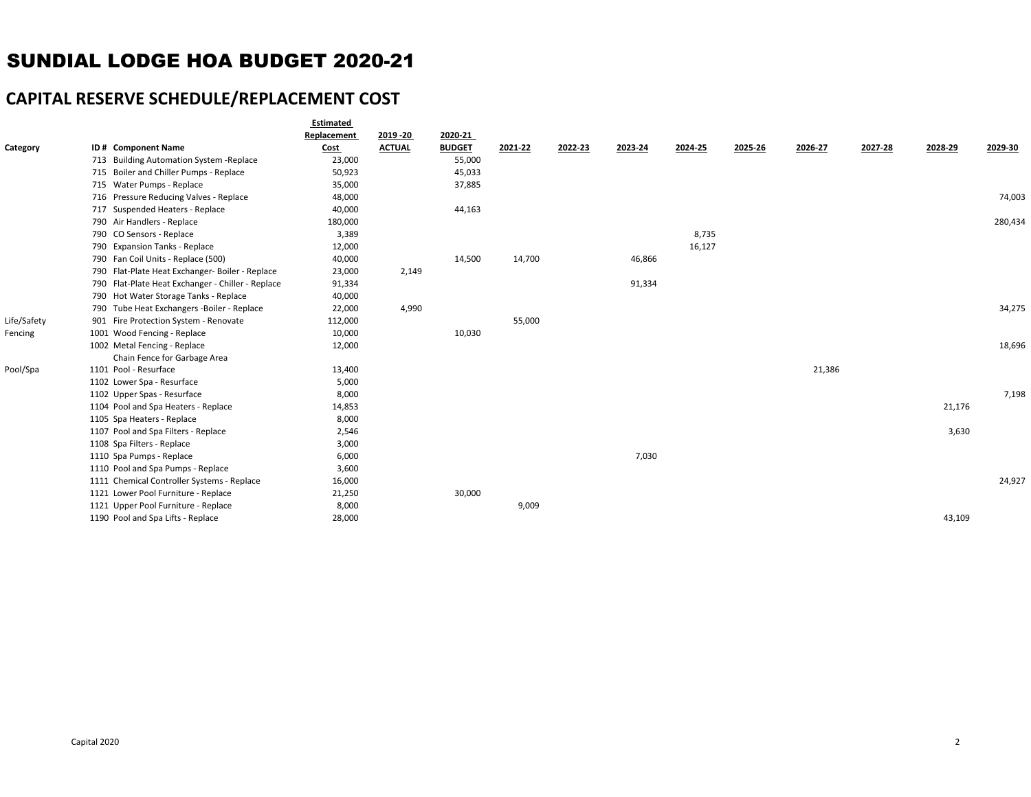# SUNDIAL LODGE HOA BUDGET 2020-21

## CAPITAL RESERVE SCHEDULE/REPLACEMENT COST

| Category | ID # | Component Name | Estimated Replacement Cost | 2019 -20 ACTUAL | 2020-21 BUDGET | 2021-22 | 2022-23 | 2023-24 | 2024-25 | 2025-26 | 2026-27 | 2027-28 | 2028-29 | 2029-30 |
|---|---|---|---|---|---|---|---|---|---|---|---|---|---|---|
| | 713 | Building Automation System -Replace | 23,000 | | 55,000 | | | | | | | | | |
| | 715 | Boiler and Chiller Pumps - Replace | 50,923 | | 45,033 | | | | | | | | | |
| | 715 | Water Pumps - Replace | 35,000 | | 37,885 | | | | | | | | | |
| | 716 | Pressure Reducing Valves - Replace | 48,000 | | | | | | | | | | | 74,003 |
| | 717 | Suspended Heaters - Replace | 40,000 | | 44,163 | | | | | | | | | |
| | 790 | Air Handlers - Replace | 180,000 | | | | | | | | | | | 280,434 |
| | 790 | CO Sensors - Replace | 3,389 | | | | | | 8,735 | | | | | |
| | 790 | Expansion Tanks - Replace | 12,000 | | | | | | 16,127 | | | | | |
| | 790 | Fan Coil Units - Replace (500) | 40,000 | | 14,500 | 14,700 | | 46,866 | | | | | | |
| | 790 | Flat-Plate Heat Exchanger- Boiler - Replace | 23,000 | 2,149 | | | | | | | | | | |
| | 790 | Flat-Plate Heat Exchanger - Chiller - Replace | 91,334 | | | | | 91,334 | | | | | | |
| | 790 | Hot Water Storage Tanks - Replace | 40,000 | | | | | | | | | | | |
| | 790 | Tube Heat Exchangers -Boiler - Replace | 22,000 | 4,990 | | | | | | | | | | 34,275 |
| Life/Safety | 901 | Fire Protection System - Renovate | 112,000 | | | 55,000 | | | | | | | | |
| Fencing | 1001 | Wood Fencing - Replace | 10,000 | | 10,030 | | | | | | | | | |
| | 1002 | Metal Fencing - Replace | 12,000 | | | | | | | | | | | 18,696 |
| | | Chain Fence for Garbage Area | | | | | | | | | | | | |
| Pool/Spa | 1101 | Pool - Resurface | 13,400 | | | | | | | | 21,386 | | | |
| | 1102 | Lower Spa - Resurface | 5,000 | | | | | | | | | | | |
| | 1102 | Upper Spas - Resurface | 8,000 | | | | | | | | | | | 7,198 |
| | 1104 | Pool and Spa Heaters - Replace | 14,853 | | | | | | | | | | 21,176 | |
| | 1105 | Spa Heaters - Replace | 8,000 | | | | | | | | | | | |
| | 1107 | Pool and Spa Filters - Replace | 2,546 | | | | | | | | | | 3,630 | |
| | 1108 | Spa Filters - Replace | 3,000 | | | | | | | | | | | |
| | 1110 | Spa Pumps - Replace | 6,000 | | | | | 7,030 | | | | | | |
| | 1110 | Pool and Spa Pumps - Replace | 3,600 | | | | | | | | | | | |
| | 1111 | Chemical Controller Systems - Replace | 16,000 | | | | | | | | | | | 24,927 |
| | 1121 | Lower Pool Furniture - Replace | 21,250 | | 30,000 | | | | | | | | | |
| | 1121 | Upper Pool Furniture - Replace | 8,000 | | | 9,009 | | | | | | | | |
| | 1190 | Pool and Spa Lifts - Replace | 28,000 | | | | | | | | | | 43,109 | |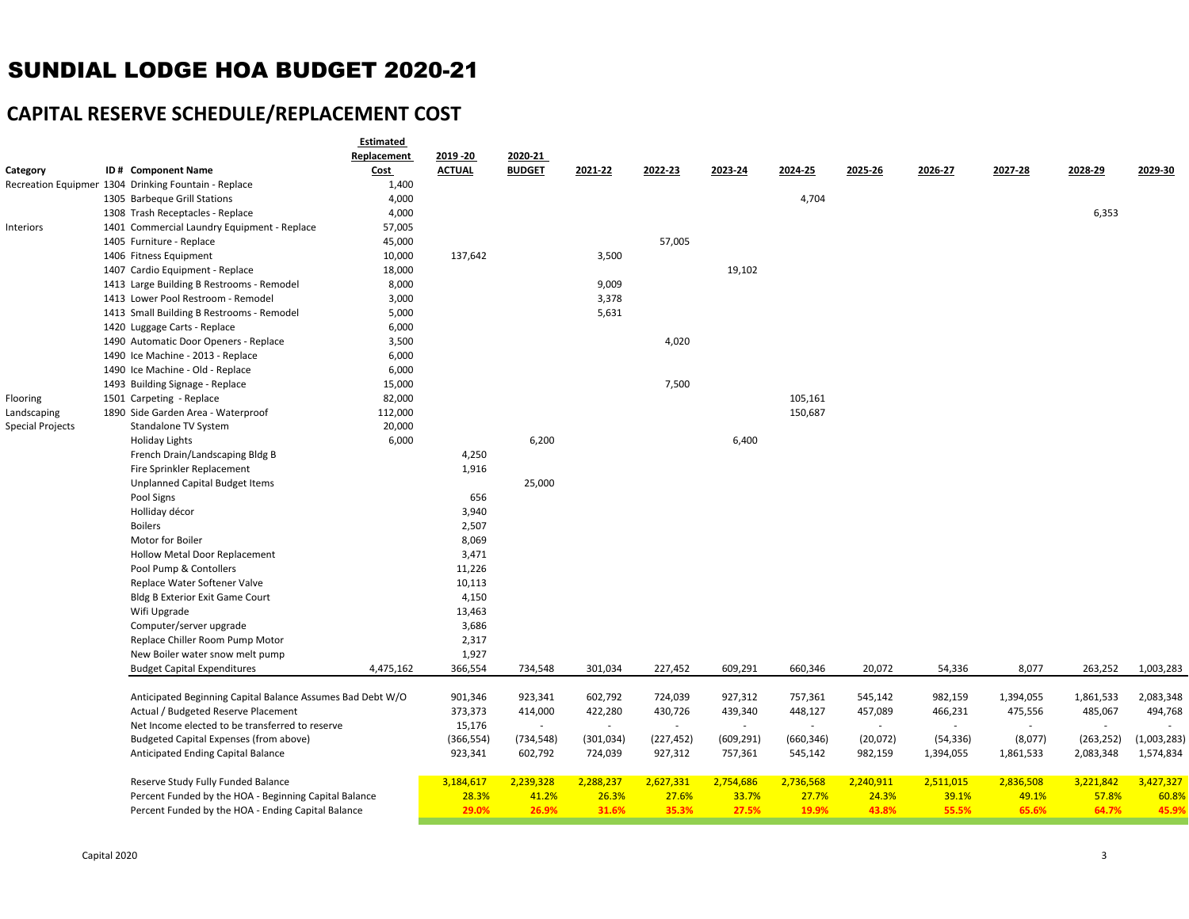# SUNDIAL LODGE HOA BUDGET 2020-21

## CAPITAL RESERVE SCHEDULE/REPLACEMENT COST

| Category | ID # | Component Name | Estimated Replacement Cost | 2019 -20 ACTUAL | 2020-21 BUDGET | 2021-22 | 2022-23 | 2023-24 | 2024-25 | 2025-26 | 2026-27 | 2027-28 | 2028-29 | 2029-30 |
|---|---|---|---|---|---|---|---|---|---|---|---|---|---|---|
| Recreation Equipmer | 1304 | Drinking Fountain - Replace | 1,400 | | | | | | | | | | | |
| | 1305 | Barbeque Grill Stations | 4,000 | | | | | | 4,704 | | | | | |
| | 1308 | Trash Receptacles - Replace | 4,000 | | | | | | | | | | 6,353 | |
| Interiors | 1401 | Commercial Laundry Equipment - Replace | 57,005 | | | | | | | | | | | |
| | 1405 | Furniture - Replace | 45,000 | | | | 57,005 | | | | | | | |
| | 1406 | Fitness Equipment | 10,000 | 137,642 | | 3,500 | | | | | | | | |
| | 1407 | Cardio Equipment - Replace | 18,000 | | | | | 19,102 | | | | | | |
| | 1413 | Large Building B Restrooms - Remodel | 8,000 | | | 9,009 | | | | | | | | |
| | 1413 | Lower Pool Restroom - Remodel | 3,000 | | | 3,378 | | | | | | | | |
| | 1413 | Small Building B Restrooms - Remodel | 5,000 | | | 5,631 | | | | | | | | |
| | 1420 | Luggage Carts - Replace | 6,000 | | | | | | | | | | | |
| | 1490 | Automatic Door Openers - Replace | 3,500 | | | | 4,020 | | | | | | | |
| | 1490 | Ice Machine - 2013 - Replace | 6,000 | | | | | | | | | | | |
| | 1490 | Ice Machine - Old - Replace | 6,000 | | | | | | | | | | | |
| | 1493 | Building Signage - Replace | 15,000 | | | | 7,500 | | | | | | | |
| Flooring | 1501 | Carpeting - Replace | 82,000 | | | | | | 105,161 | | | | | |
| Landscaping | 1890 | Side Garden Area - Waterproof | 112,000 | | | | | | 150,687 | | | | | |
| Special Projects | | Standalone TV System | 20,000 | | | | | | | | | | | |
| | | Holiday Lights | 6,000 | | 6,200 | | | 6,400 | | | | | | |
| | | French Drain/Landscaping Bldg B | | 4,250 | | | | | | | | | | |
| | | Fire Sprinkler Replacement | | 1,916 | | | | | | | | | | |
| | | Unplanned Capital Budget Items | | | 25,000 | | | | | | | | | |
| | | Pool Signs | | 656 | | | | | | | | | | |
| | | Holliday décor | | 3,940 | | | | | | | | | | |
| | | Boilers | | 2,507 | | | | | | | | | | |
| | | Motor for Boiler | | 8,069 | | | | | | | | | | |
| | | Hollow Metal Door Replacement | | 3,471 | | | | | | | | | | |
| | | Pool Pump & Contollers | | 11,226 | | | | | | | | | | |
| | | Replace Water Softener Valve | | 10,113 | | | | | | | | | | |
| | | Bldg B Exterior Exit Game Court | | 4,150 | | | | | | | | | | |
| | | Wifi Upgrade | | 13,463 | | | | | | | | | | |
| | | Computer/server upgrade | | 3,686 | | | | | | | | | | |
| | | Replace Chiller Room Pump Motor | | 2,317 | | | | | | | | | | |
| | | New Boiler water snow melt pump | | 1,927 | | | | | | | | | | |
| | | Budget Capital Expenditures | 4,475,162 | 366,554 | 734,548 | 301,034 | 227,452 | 609,291 | 660,346 | 20,072 | 54,336 | 8,077 | 263,252 | 1,003,283 |
| | | Anticipated Beginning Capital Balance Assumes Bad Debt W/O | | 901,346 | 923,341 | 602,792 | 724,039 | 927,312 | 757,361 | 545,142 | 982,159 | 1,394,055 | 1,861,533 | 2,083,348 |
| | | Actual / Budgeted Reserve Placement | | 373,373 | 414,000 | 422,280 | 430,726 | 439,340 | 448,127 | 457,089 | 466,231 | 475,556 | 485,067 | 494,768 |
| | | Net Income elected to be transferred to reserve | | 15,176 | - | - | - | - | - | - | - | - | - | - |
| | | Budgeted Capital Expenses (from above) | | (366,554) | (734,548) | (301,034) | (227,452) | (609,291) | (660,346) | (20,072) | (54,336) | (8,077) | (263,252) | (1,003,283) |
| | | Anticipated Ending Capital Balance | | 923,341 | 602,792 | 724,039 | 927,312 | 757,361 | 545,142 | 982,159 | 1,394,055 | 1,861,533 | 2,083,348 | 1,574,834 |
| | | Reserve Study Fully Funded Balance | | 3,184,617 | 2,239,328 | 2,288,237 | 2,627,331 | 2,754,686 | 2,736,568 | 2,240,911 | 2,511,015 | 2,836,508 | 3,221,842 | 3,427,327 |
| | | Percent Funded by the HOA - Beginning Capital Balance | | 28.3% | 41.2% | 26.3% | 27.6% | 33.7% | 27.7% | 24.3% | 39.1% | 49.1% | 57.8% | 60.8% |
| | | Percent Funded by the HOA - Ending Capital Balance | | **29.0%** | **26.9%** | **31.6%** | **35.3%** | **27.5%** | **19.9%** | **43.8%** | **55.5%** | **65.6%** | **64.7%** | **45.9%** |

Capital 2020